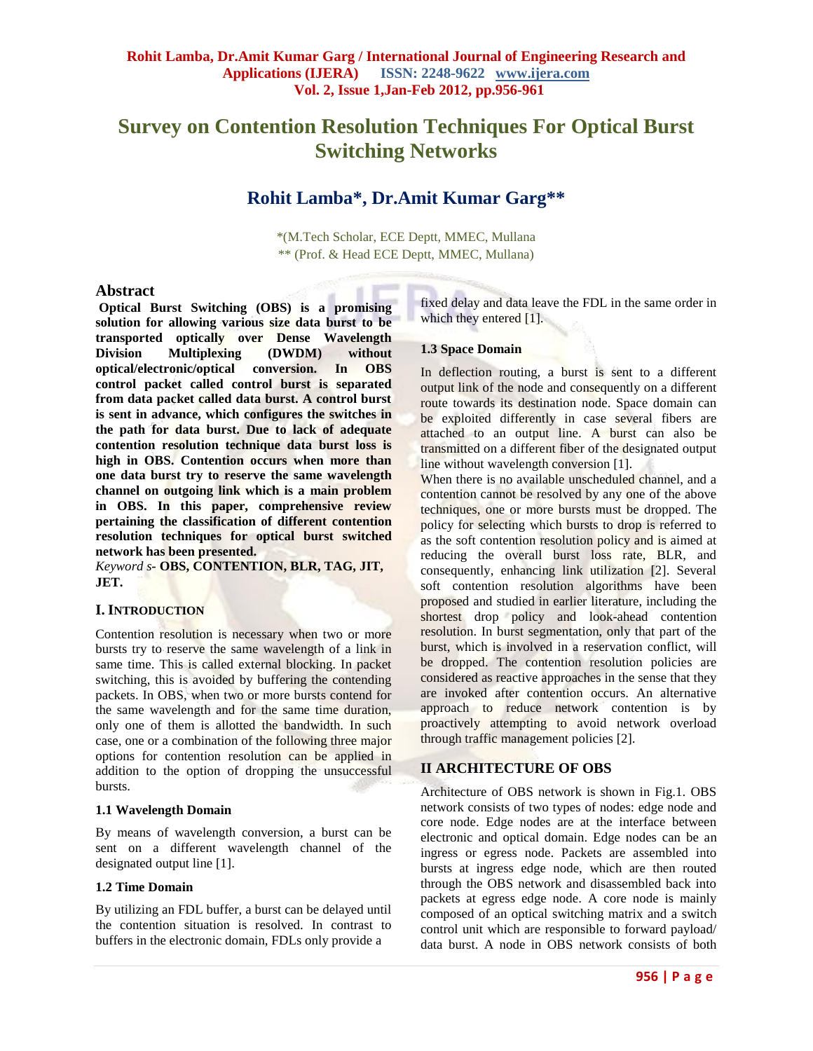# Survey on Contention Resolution Techniques For Optical Burst Switching Networks

## Rohit Lamba*, Dr.Amit Kumar Garg**

*(M.Tech Scholar, ECE Deptt, MMEC, Mullana
** (Prof. & Head ECE Deptt, MMEC, Mullana)

## Abstract

**Optical Burst Switching (OBS) is a promising solution for allowing various size data burst to be transported optically over Dense Wavelength Division Multiplexing (DWDM) without optical/electronic/optical conversion. In OBS control packet called control burst is separated from data packet called data burst. A control burst is sent in advance, which configures the switches in the path for data burst. Due to lack of adequate contention resolution technique data burst loss is high in OBS. Contention occurs when more than one data burst try to reserve the same wavelength channel on outgoing link which is a main problem in OBS. In this paper, comprehensive review pertaining the classification of different contention resolution techniques for optical burst switched network has been presented.**

*Keyword s-* **OBS, CONTENTION, BLR, TAG, JIT, JET.**

## I. INTRODUCTION

Contention resolution is necessary when two or more bursts try to reserve the same wavelength of a link in same time. This is called external blocking. In packet switching, this is avoided by buffering the contending packets. In OBS, when two or more bursts contend for the same wavelength and for the same time duration, only one of them is allotted the bandwidth. In such case, one or a combination of the following three major options for contention resolution can be applied in addition to the option of dropping the unsuccessful bursts.

### 1.1 Wavelength Domain

By means of wavelength conversion, a burst can be sent on a different wavelength channel of the designated output line [1].

### 1.2 Time Domain

By utilizing an FDL buffer, a burst can be delayed until the contention situation is resolved. In contrast to buffers in the electronic domain, FDLs only provide a fixed delay and data leave the FDL in the same order in which they entered [1].

### 1.3 Space Domain

In deflection routing, a burst is sent to a different output link of the node and consequently on a different route towards its destination node. Space domain can be exploited differently in case several fibers are attached to an output line. A burst can also be transmitted on a different fiber of the designated output line without wavelength conversion [1].

When there is no available unscheduled channel, and a contention cannot be resolved by any one of the above techniques, one or more bursts must be dropped. The policy for selecting which bursts to drop is referred to as the soft contention resolution policy and is aimed at reducing the overall burst loss rate, BLR, and consequently, enhancing link utilization [2]. Several soft contention resolution algorithms have been proposed and studied in earlier literature, including the shortest drop policy and look-ahead contention resolution. In burst segmentation, only that part of the burst, which is involved in a reservation conflict, will be dropped. The contention resolution policies are considered as reactive approaches in the sense that they are invoked after contention occurs. An alternative approach to reduce network contention is by proactively attempting to avoid network overload through traffic management policies [2].

## II ARCHITECTURE OF OBS

Architecture of OBS network is shown in Fig.1. OBS network consists of two types of nodes: edge node and core node. Edge nodes are at the interface between electronic and optical domain. Edge nodes can be an ingress or egress node. Packets are assembled into bursts at ingress edge node, which are then routed through the OBS network and disassembled back into packets at egress edge node. A core node is mainly composed of an optical switching matrix and a switch control unit which are responsible to forward payload/ data burst. A node in OBS network consists of both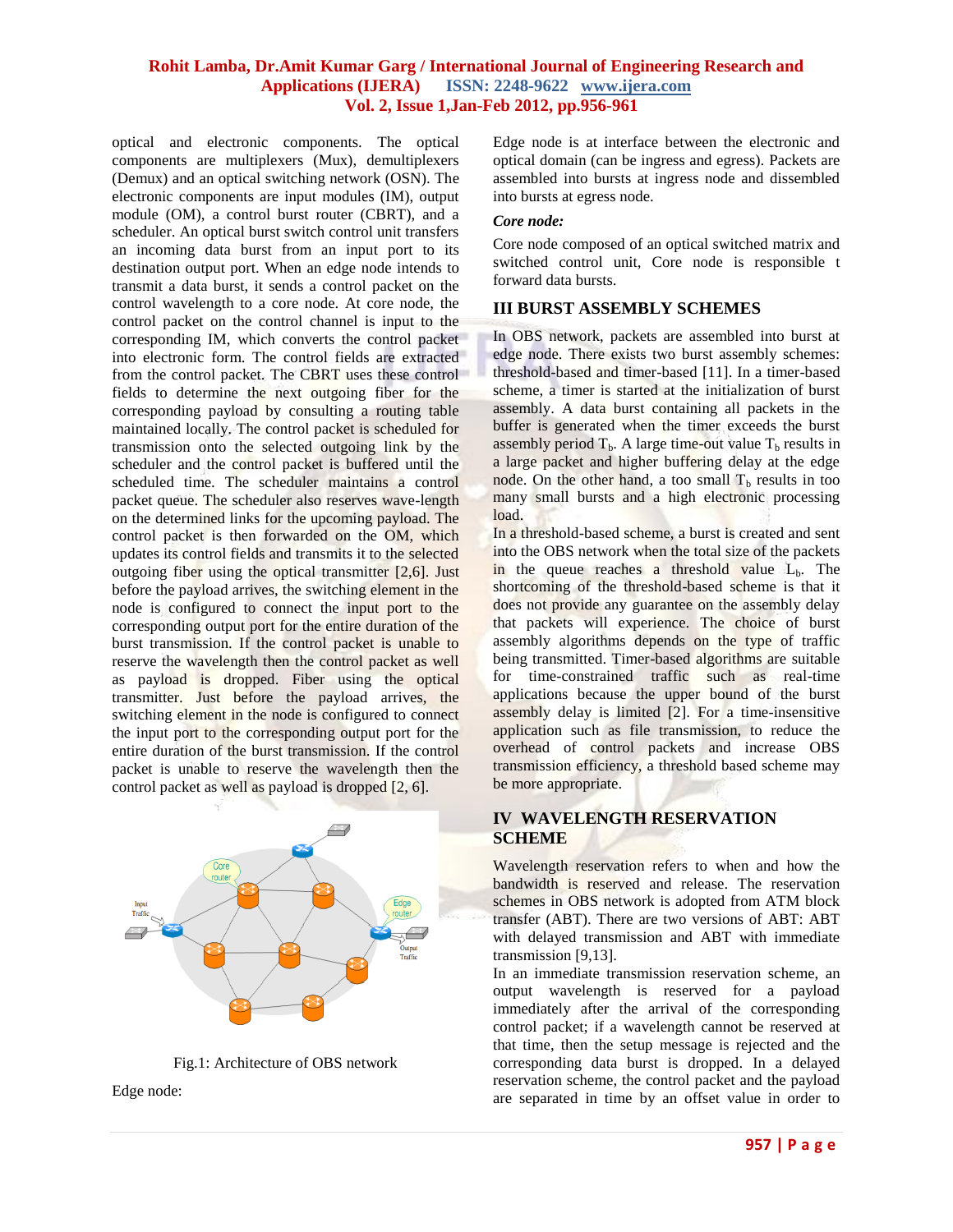optical and electronic components. The optical components are multiplexers (Mux), demultiplexers (Demux) and an optical switching network (OSN). The electronic components are input modules (IM), output module (OM), a control burst router (CBRT), and a scheduler. An optical burst switch control unit transfers an incoming data burst from an input port to its destination output port. When an edge node intends to transmit a data burst, it sends a control packet on the control wavelength to a core node. At core node, the control packet on the control channel is input to the corresponding IM, which converts the control packet into electronic form. The control fields are extracted from the control packet. The CBRT uses these control fields to determine the next outgoing fiber for the corresponding payload by consulting a routing table maintained locally. The control packet is scheduled for transmission onto the selected outgoing link by the scheduler and the control packet is buffered until the scheduled time. The scheduler maintains a control packet queue. The scheduler also reserves wave-length on the determined links for the upcoming payload. The control packet is then forwarded on the OM, which updates its control fields and transmits it to the selected outgoing fiber using the optical transmitter [2,6]. Just before the payload arrives, the switching element in the node is configured to connect the input port to the corresponding output port for the entire duration of the burst transmission. If the control packet is unable to reserve the wavelength then the control packet as well as payload is dropped. Fiber using the optical transmitter. Just before the payload arrives, the switching element in the node is configured to connect the input port to the corresponding output port for the entire duration of the burst transmission. If the control packet is unable to reserve the wavelength then the control packet as well as payload is dropped [2, 6].

Fig.1: Architecture of OBS network

Edge node:

Edge node is at interface between the electronic and optical domain (can be ingress and egress). Packets are assembled into bursts at ingress node and dissembled into bursts at egress node.

***Core node:***

Core node composed of an optical switched matrix and switched control unit, Core node is responsible t forward data bursts.

## III BURST ASSEMBLY SCHEMES

In OBS network, packets are assembled into burst at edge node. There exists two burst assembly schemes: threshold-based and timer-based [11]. In a timer-based scheme, a timer is started at the initialization of burst assembly. A data burst containing all packets in the buffer is generated when the timer exceeds the burst assembly period $T_b$. A large time-out value $T_b$ results in a large packet and higher buffering delay at the edge node. On the other hand, a too small $T_b$ results in too many small bursts and a high electronic processing load.

In a threshold-based scheme, a burst is created and sent into the OBS network when the total size of the packets in the queue reaches a threshold value $L_b$. The shortcoming of the threshold-based scheme is that it does not provide any guarantee on the assembly delay that packets will experience. The choice of burst assembly algorithms depends on the type of traffic being transmitted. Timer-based algorithms are suitable for time-constrained traffic such as real-time applications because the upper bound of the burst assembly delay is limited [2]. For a time-insensitive application such as file transmission, to reduce the overhead of control packets and increase OBS transmission efficiency, a threshold based scheme may be more appropriate.

## IV WAVELENGTH RESERVATION SCHEME

Wavelength reservation refers to when and how the bandwidth is reserved and release. The reservation schemes in OBS network is adopted from ATM block transfer (ABT). There are two versions of ABT: ABT with delayed transmission and ABT with immediate transmission [9,13].

In an immediate transmission reservation scheme, an output wavelength is reserved for a payload immediately after the arrival of the corresponding control packet; if a wavelength cannot be reserved at that time, then the setup message is rejected and the corresponding data burst is dropped. In a delayed reservation scheme, the control packet and the payload are separated in time by an offset value in order to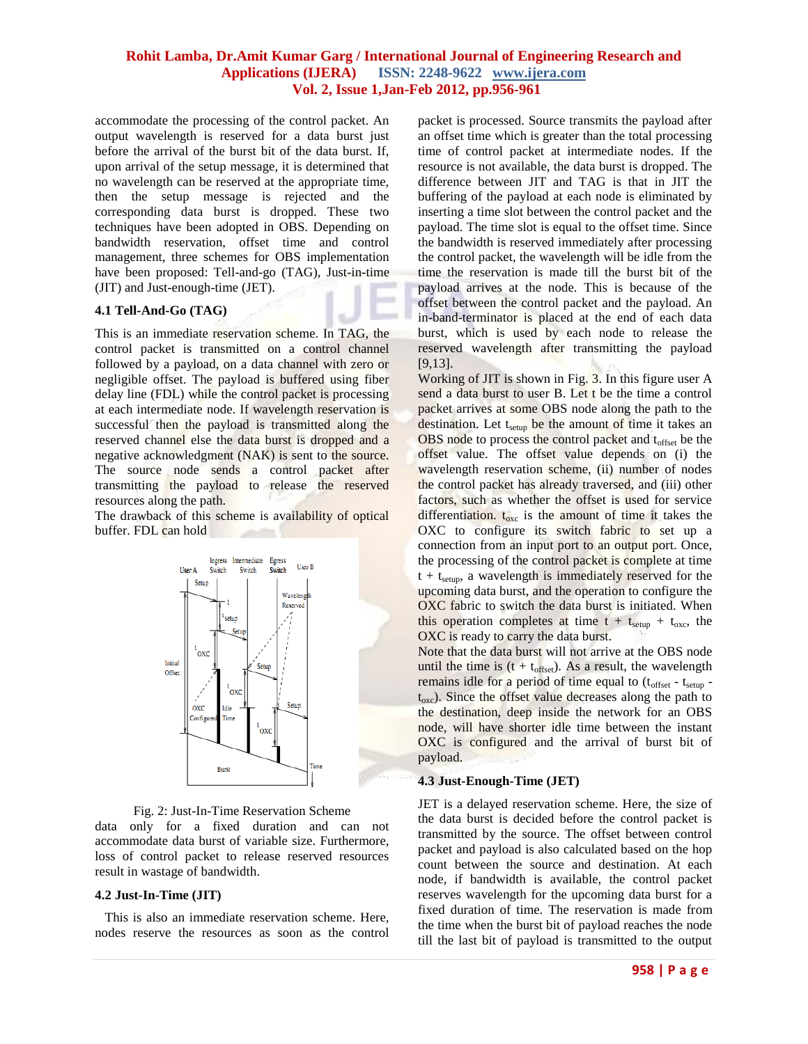accommodate the processing of the control packet. An output wavelength is reserved for a data burst just before the arrival of the burst bit of the data burst. If, upon arrival of the setup message, it is determined that no wavelength can be reserved at the appropriate time, then the setup message is rejected and the corresponding data burst is dropped. These two techniques have been adopted in OBS. Depending on bandwidth reservation, offset time and control management, three schemes for OBS implementation have been proposed: Tell-and-go (TAG), Just-in-time (JIT) and Just-enough-time (JET).

### 4.1 Tell-And-Go (TAG)

This is an immediate reservation scheme. In TAG, the control packet is transmitted on a control channel followed by a payload, on a data channel with zero or negligible offset. The payload is buffered using fiber delay line (FDL) while the control packet is processing at each intermediate node. If wavelength reservation is successful then the payload is transmitted along the reserved channel else the data burst is dropped and a negative acknowledgment (NAK) is sent to the source. The source node sends a control packet after transmitting the payload to release the reserved resources along the path.

The drawback of this scheme is availability of optical buffer. FDL can hold data only for a fixed duration and can not accommodate data burst of variable size. Furthermore, loss of control packet to release reserved resources result in wastage of bandwidth.

Fig. 2: Just-In-Time Reservation Scheme

### 4.2 Just-In-Time (JIT)

This is also an immediate reservation scheme. Here, nodes reserve the resources as soon as the control packet is processed. Source transmits the payload after an offset time which is greater than the total processing time of control packet at intermediate nodes. If the resource is not available, the data burst is dropped. The difference between JIT and TAG is that in JIT the buffering of the payload at each node is eliminated by inserting a time slot between the control packet and the payload. The time slot is equal to the offset time. Since the bandwidth is reserved immediately after processing the control packet, the wavelength will be idle from the time the reservation is made till the burst bit of the payload arrives at the node. This is because of the offset between the control packet and the payload. An in-band-terminator is placed at the end of each data burst, which is used by each node to release the reserved wavelength after transmitting the payload [9,13].

Working of JIT is shown in Fig. 3. In this figure user A send a data burst to user B. Let t be the time a control packet arrives at some OBS node along the path to the destination. Let $t_{setup}$ be the amount of time it takes an OBS node to process the control packet and $t_{offset}$ be the offset value. The offset value depends on (i) the wavelength reservation scheme, (ii) number of nodes the control packet has already traversed, and (iii) other factors, such as whether the offset is used for service differentiation. $t_{oxc}$ is the amount of time it takes the OXC to configure its switch fabric to set up a connection from an input port to an output port. Once, the processing of the control packet is complete at time $t + t_{setup}$, a wavelength is immediately reserved for the upcoming data burst, and the operation to configure the OXC fabric to switch the data burst is initiated. When this operation completes at time $t + t_{setup} + t_{oxc}$, the OXC is ready to carry the data burst.

Note that the data burst will not arrive at the OBS node until the time is $(t + t_{offset})$. As a result, the wavelength remains idle for a period of time equal to $(t_{offset} - t_{setup} - t_{oxc})$. Since the offset value decreases along the path to the destination, deep inside the network for an OBS node, will have shorter idle time between the instant OXC is configured and the arrival of burst bit of payload.

### 4.3 Just-Enough-Time (JET)

JET is a delayed reservation scheme. Here, the size of the data burst is decided before the control packet is transmitted by the source. The offset between control packet and payload is also calculated based on the hop count between the source and destination. At each node, if bandwidth is available, the control packet reserves wavelength for the upcoming data burst for a fixed duration of time. The reservation is made from the time when the burst bit of payload reaches the node till the last bit of payload is transmitted to the output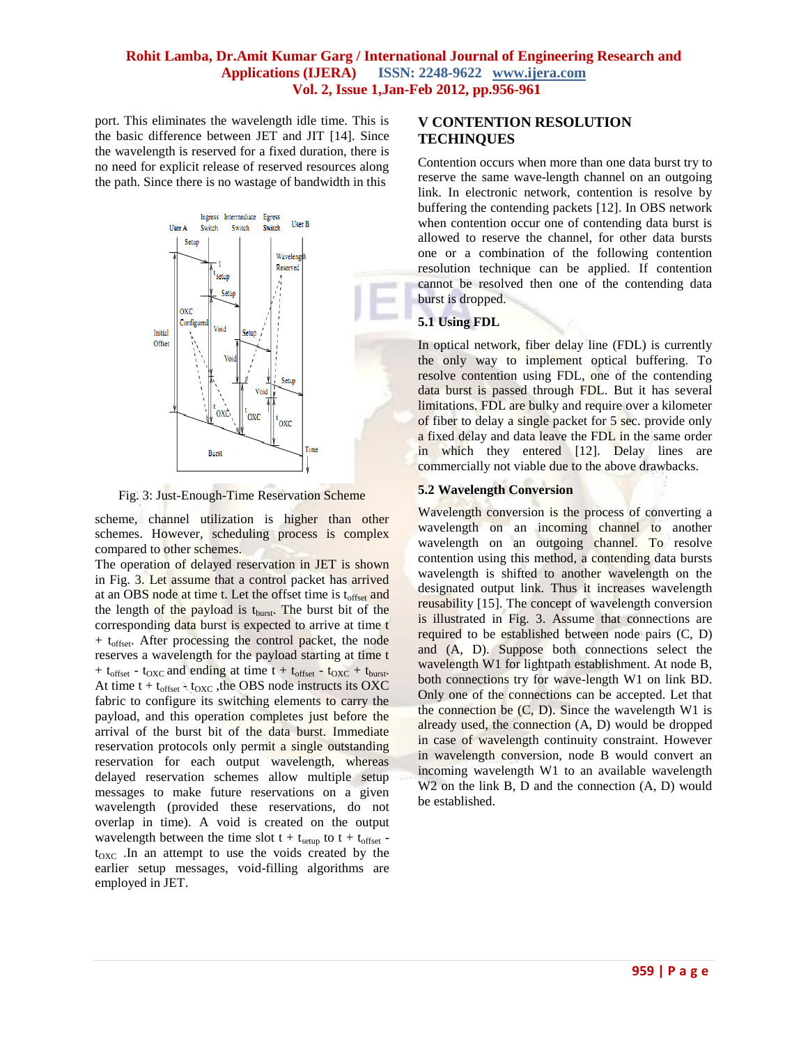port. This eliminates the wavelength idle time. This is the basic difference between JET and JIT [14]. Since the wavelength is reserved for a fixed duration, there is no need for explicit release of reserved resources along the path. Since there is no wastage of bandwidth in this

Fig. 3: Just-Enough-Time Reservation Scheme

scheme, channel utilization is higher than other schemes. However, scheduling process is complex compared to other schemes.

The operation of delayed reservation in JET is shown in Fig. 3. Let assume that a control packet has arrived at an OBS node at time t. Let the offset time is $t_{offset}$ and the length of the payload is $t_{burst}$. The burst bit of the corresponding data burst is expected to arrive at time t + $t_{offset}$. After processing the control packet, the node reserves a wavelength for the payload starting at time t + $t_{offset}$ - $t_{OXC}$ and ending at time t + $t_{offset}$ - $t_{OXC}$ + $t_{burst}$. At time t + $t_{offset}$ - $t_{OXC}$ ,the OBS node instructs its OXC fabric to configure its switching elements to carry the payload, and this operation completes just before the arrival of the burst bit of the data burst. Immediate reservation protocols only permit a single outstanding reservation for each output wavelength, whereas delayed reservation schemes allow multiple setup messages to make future reservations on a given wavelength (provided these reservations, do not overlap in time). A void is created on the output wavelength between the time slot t + $t_{setup}$ to t + $t_{offset}$ - $t_{OXC}$ .In an attempt to use the voids created by the earlier setup messages, void-filling algorithms are employed in JET.

## V CONTENTION RESOLUTION TECHINQUES

Contention occurs when more than one data burst try to reserve the same wave-length channel on an outgoing link. In electronic network, contention is resolve by buffering the contending packets [12]. In OBS network when contention occur one of contending data burst is allowed to reserve the channel, for other data bursts one or a combination of the following contention resolution technique can be applied. If contention cannot be resolved then one of the contending data burst is dropped.

### 5.1 Using FDL

In optical network, fiber delay line (FDL) is currently the only way to implement optical buffering. To resolve contention using FDL, one of the contending data burst is passed through FDL. But it has several limitations. FDL are bulky and require over a kilometer of fiber to delay a single packet for 5 sec. provide only a fixed delay and data leave the FDL in the same order in which they entered [12]. Delay lines are commercially not viable due to the above drawbacks.

### 5.2 Wavelength Conversion

Wavelength conversion is the process of converting a wavelength on an incoming channel to another wavelength on an outgoing channel. To resolve contention using this method, a contending data bursts wavelength is shifted to another wavelength on the designated output link. Thus it increases wavelength reusability [15]. The concept of wavelength conversion is illustrated in Fig. 3. Assume that connections are required to be established between node pairs (C, D) and (A, D). Suppose both connections select the wavelength W1 for lightpath establishment. At node B, both connections try for wave-length W1 on link BD. Only one of the connections can be accepted. Let that the connection be (C, D). Since the wavelength W1 is already used, the connection (A, D) would be dropped in case of wavelength continuity constraint. However in wavelength conversion, node B would convert an incoming wavelength W1 to an available wavelength W2 on the link B, D and the connection (A, D) would be established.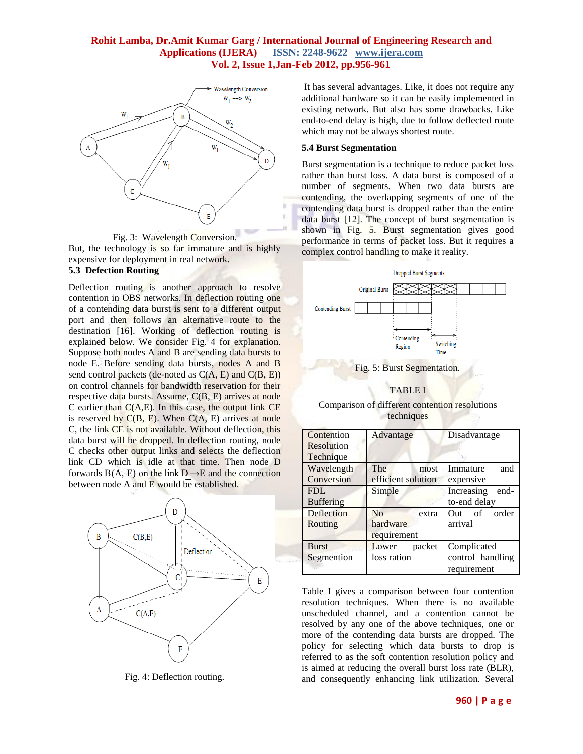Fig. 3: Wavelength Conversion.

But, the technology is so far immature and is highly expensive for deployment in real network.

### 5.3 Defection Routing

Deflection routing is another approach to resolve contention in OBS networks. In deflection routing one of a contending data burst is sent to a different output port and then follows an alternative route to the destination [16]. Working of deflection routing is explained below. We consider Fig. 4 for explanation. Suppose both nodes A and B are sending data bursts to node E. Before sending data bursts, nodes A and B send control packets (de-noted as C(A, E) and C(B, E)) on control channels for bandwidth reservation for their respective data bursts. Assume, C(B, E) arrives at node C earlier than C(A,E). In this case, the output link CE is reserved by C(B, E). When C(A, E) arrives at node C, the link CE is not available. Without deflection, this data burst will be dropped. In deflection routing, node C checks other output links and selects the deflection link CD which is idle at that time. Then node D forwards B(A, E) on the link D→E and the connection between node A and E would be established.

Fig. 4: Deflection routing.

It has several advantages. Like, it does not require any additional hardware so it can be easily implemented in existing network. But also has some drawbacks. Like end-to-end delay is high, due to follow deflected route which may not be always shortest route.

### 5.4 Burst Segmentation

Burst segmentation is a technique to reduce packet loss rather than burst loss. A data burst is composed of a number of segments. When two data bursts are contending, the overlapping segments of one of the contending data burst is dropped rather than the entire data burst [12]. The concept of burst segmentation is shown in Fig. 5. Burst segmentation gives good performance in terms of packet loss. But it requires a complex control handling to make it reality.

Fig. 5: Burst Segmentation.

TABLE I

Comparison of different contention resolutions techniques

| Contention Resolution Technique | Advantage | Disadvantage |
|---|---|---|
| Wavelength Conversion | The most efficient solution | Immature and expensive |
| FDL Buffering | Simple | Increasing end-to-end delay |
| Deflection Routing | No extra hardware requirement | Out of order arrival |
| Burst Segmentation | Lower packet loss ration | Complicated control handling requirement |

Table I gives a comparison between four contention resolution techniques. When there is no available unscheduled channel, and a contention cannot be resolved by any one of the above techniques, one or more of the contending data bursts are dropped. The policy for selecting which data bursts to drop is referred to as the soft contention resolution policy and is aimed at reducing the overall burst loss rate (BLR), and consequently enhancing link utilization. Several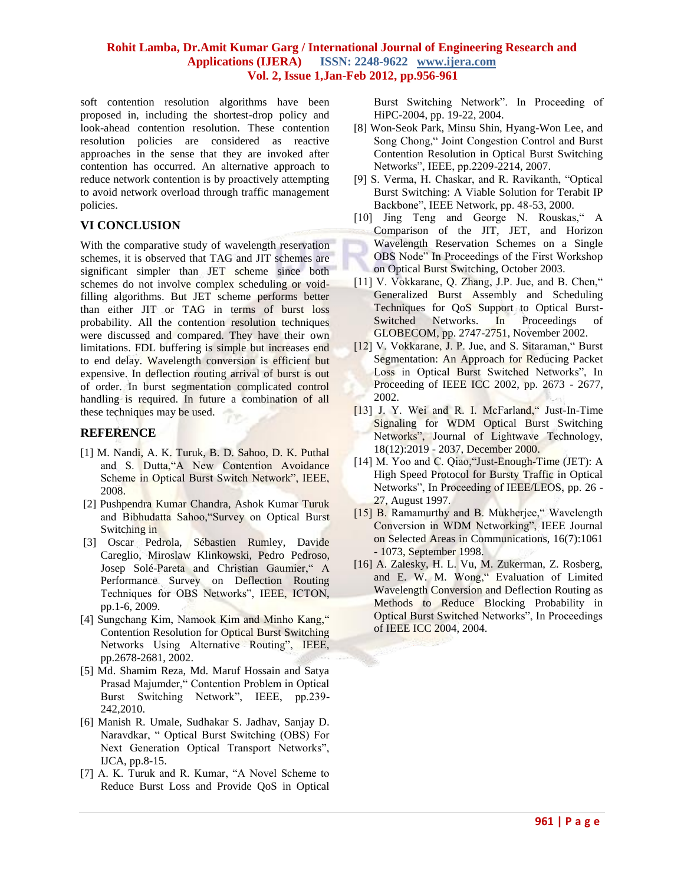soft contention resolution algorithms have been proposed in, including the shortest-drop policy and look-ahead contention resolution. These contention resolution policies are considered as reactive approaches in the sense that they are invoked after contention has occurred. An alternative approach to reduce network contention is by proactively attempting to avoid network overload through traffic management policies.

## VI CONCLUSION

With the comparative study of wavelength reservation schemes, it is observed that TAG and JIT schemes are significant simpler than JET scheme since both schemes do not involve complex scheduling or void-filling algorithms. But JET scheme performs better than either JIT or TAG in terms of burst loss probability. All the contention resolution techniques were discussed and compared. They have their own limitations. FDL buffering is simple but increases end to end delay. Wavelength conversion is efficient but expensive. In deflection routing arrival of burst is out of order. In burst segmentation complicated control handling is required. In future a combination of all these techniques may be used.

## REFERENCE

[1] M. Nandi, A. K. Turuk, B. D. Sahoo, D. K. Puthal and S. Dutta,"A New Contention Avoidance Scheme in Optical Burst Switch Network", IEEE, 2008.

[2] Pushpendra Kumar Chandra, Ashok Kumar Turuk and Bibhudatta Sahoo,"Survey on Optical Burst Switching in

[3] Oscar Pedrola, Sébastien Rumley, Davide Careglio, Miroslaw Klinkowski, Pedro Pedroso, Josep Solé-Pareta and Christian Gaumier," A Performance Survey on Deflection Routing Techniques for OBS Networks", IEEE, ICTON, pp.1-6, 2009.

[4] Sungchang Kim, Namook Kim and Minho Kang," Contention Resolution for Optical Burst Switching Networks Using Alternative Routing", IEEE, pp.2678-2681, 2002.

[5] Md. Shamim Reza, Md. Maruf Hossain and Satya Prasad Majumder," Contention Problem in Optical Burst Switching Network", IEEE, pp.239-242,2010.

[6] Manish R. Umale, Sudhakar S. Jadhav, Sanjay D. Naravdkar, " Optical Burst Switching (OBS) For Next Generation Optical Transport Networks", IJCA, pp.8-15.

[7] A. K. Turuk and R. Kumar, "A Novel Scheme to Reduce Burst Loss and Provide QoS in Optical Burst Switching Network". In Proceeding of HiPC-2004, pp. 19-22, 2004.

[8] Won-Seok Park, Minsu Shin, Hyang-Won Lee, and Song Chong," Joint Congestion Control and Burst Contention Resolution in Optical Burst Switching Networks", IEEE, pp.2209-2214, 2007.

[9] S. Verma, H. Chaskar, and R. Ravikanth, "Optical Burst Switching: A Viable Solution for Terabit IP Backbone", IEEE Network, pp. 48-53, 2000.

[10] Jing Teng and George N. Rouskas," A Comparison of the JIT, JET, and Horizon Wavelength Reservation Schemes on a Single OBS Node" In Proceedings of the First Workshop on Optical Burst Switching, October 2003.

[11] V. Vokkarane, Q. Zhang, J.P. Jue, and B. Chen," Generalized Burst Assembly and Scheduling Techniques for QoS Support to Optical Burst-Switched Networks. In Proceedings of GLOBECOM, pp. 2747-2751, November 2002.

[12] V. Vokkarane, J. P. Jue, and S. Sitaraman," Burst Segmentation: An Approach for Reducing Packet Loss in Optical Burst Switched Networks", In Proceeding of IEEE ICC 2002, pp. 2673 - 2677, 2002.

[13] J. Y. Wei and R. I. McFarland," Just-In-Time Signaling for WDM Optical Burst Switching Networks", Journal of Lightwave Technology, 18(12):2019 - 2037, December 2000.

[14] M. Yoo and C. Qiao,"Just-Enough-Time (JET): A High Speed Protocol for Bursty Traffic in Optical Networks", In Proceeding of IEEE/LEOS, pp. 26 - 27, August 1997.

[15] B. Ramamurthy and B. Mukherjee," Wavelength Conversion in WDM Networking", IEEE Journal on Selected Areas in Communications, 16(7):1061 - 1073, September 1998.

[16] A. Zalesky, H. L. Vu, M. Zukerman, Z. Rosberg, and E. W. M. Wong," Evaluation of Limited Wavelength Conversion and Deflection Routing as Methods to Reduce Blocking Probability in Optical Burst Switched Networks", In Proceedings of IEEE ICC 2004, 2004.